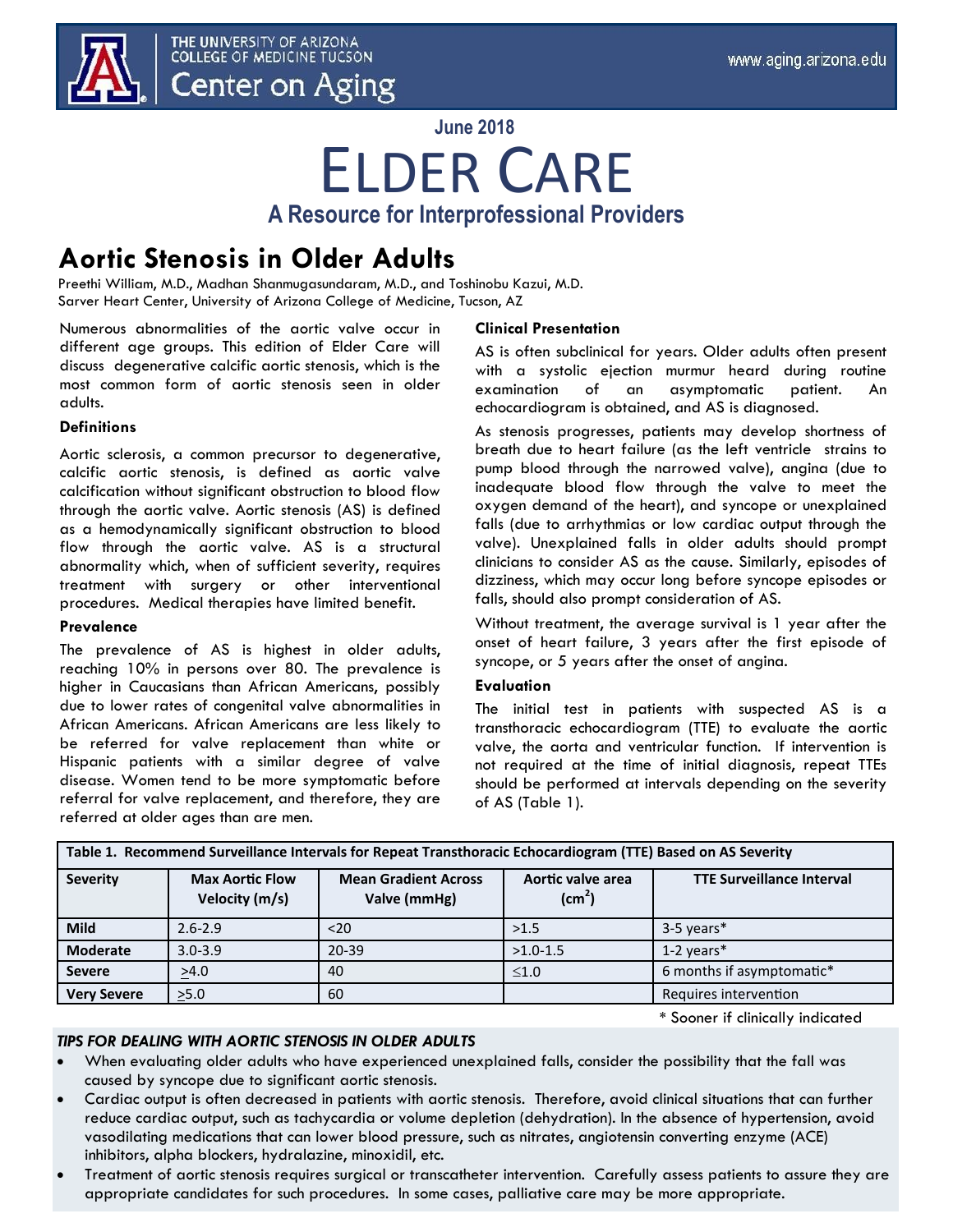THE UNIVERSITY OF ARIZONA
COLLEGE OF MEDICINE TUCSON
Center on Aging

www.aging.arizona.edu

June 2018

# ELDER CARE

## A Resource for Interprofessional Providers

# Aortic Stenosis in Older Adults

Preethi William, M.D., Madhan Shanmugasundaram, M.D., and Toshinobu Kazui, M.D.
Sarver Heart Center, University of Arizona College of Medicine, Tucson, AZ

Numerous abnormalities of the aortic valve occur in different age groups. This edition of Elder Care will discuss degenerative calcific aortic stenosis, which is the most common form of aortic stenosis seen in older adults.

### Definitions

Aortic sclerosis, a common precursor to degenerative, calcific aortic stenosis, is defined as aortic valve calcification without significant obstruction to blood flow through the aortic valve. Aortic stenosis (AS) is defined as a hemodynamically significant obstruction to blood flow through the aortic valve. AS is a structural abnormality which, when of sufficient severity, requires treatment with surgery or other interventional procedures. Medical therapies have limited benefit.

### Prevalence

The prevalence of AS is highest in older adults, reaching 10% in persons over 80. The prevalence is higher in Caucasians than African Americans, possibly due to lower rates of congenital valve abnormalities in African Americans. African Americans are less likely to be referred for valve replacement than white or Hispanic patients with a similar degree of valve disease. Women tend to be more symptomatic before referral for valve replacement, and therefore, they are referred at older ages than are men.

### Clinical Presentation

AS is often subclinical for years. Older adults often present with a systolic ejection murmur heard during routine examination of an asymptomatic patient. An echocardiogram is obtained, and AS is diagnosed.

As stenosis progresses, patients may develop shortness of breath due to heart failure (as the left ventricle strains to pump blood through the narrowed valve), angina (due to inadequate blood flow through the valve to meet the oxygen demand of the heart), and syncope or unexplained falls (due to arrhythmias or low cardiac output through the valve). Unexplained falls in older adults should prompt clinicians to consider AS as the cause. Similarly, episodes of dizziness, which may occur long before syncope episodes or falls, should also prompt consideration of AS.

Without treatment, the average survival is 1 year after the onset of heart failure, 3 years after the first episode of syncope, or 5 years after the onset of angina.

### Evaluation

The initial test in patients with suspected AS is a transthoracic echocardiogram (TTE) to evaluate the aortic valve, the aorta and ventricular function. If intervention is not required at the time of initial diagnosis, repeat TTEs should be performed at intervals depending on the severity of AS (Table 1).

**Table 1. Recommend Surveillance Intervals for Repeat Transthoracic Echocardiogram (TTE) Based on AS Severity**

| Severity | Max Aortic Flow Velocity (m/s) | Mean Gradient Across Valve (mmHg) | Aortic valve area ($cm^2$) | TTE Surveillance Interval |
|---|---|---|---|---|
| Mild | 2.6-2.9 | <20 | >1.5 | 3-5 years* |
| Moderate | 3.0-3.9 | 20-39 | >1.0-1.5 | 1-2 years* |
| Severe | ≥4.0 | 40 | ≤1.0 | 6 months if asymptomatic* |
| Very Severe | ≥5.0 | 60 | | Requires intervention |

\* Sooner if clinically indicated

### *TIPS FOR DEALING WITH AORTIC STENOSIS IN OLDER ADULTS*

- When evaluating older adults who have experienced unexplained falls, consider the possibility that the fall was caused by syncope due to significant aortic stenosis.
- Cardiac output is often decreased in patients with aortic stenosis. Therefore, avoid clinical situations that can further reduce cardiac output, such as tachycardia or volume depletion (dehydration). In the absence of hypertension, avoid vasodilating medications that can lower blood pressure, such as nitrates, angiotensin converting enzyme (ACE) inhibitors, alpha blockers, hydralazine, minoxidil, etc.
- Treatment of aortic stenosis requires surgical or transcatheter intervention. Carefully assess patients to assure they are appropriate candidates for such procedures. In some cases, palliative care may be more appropriate.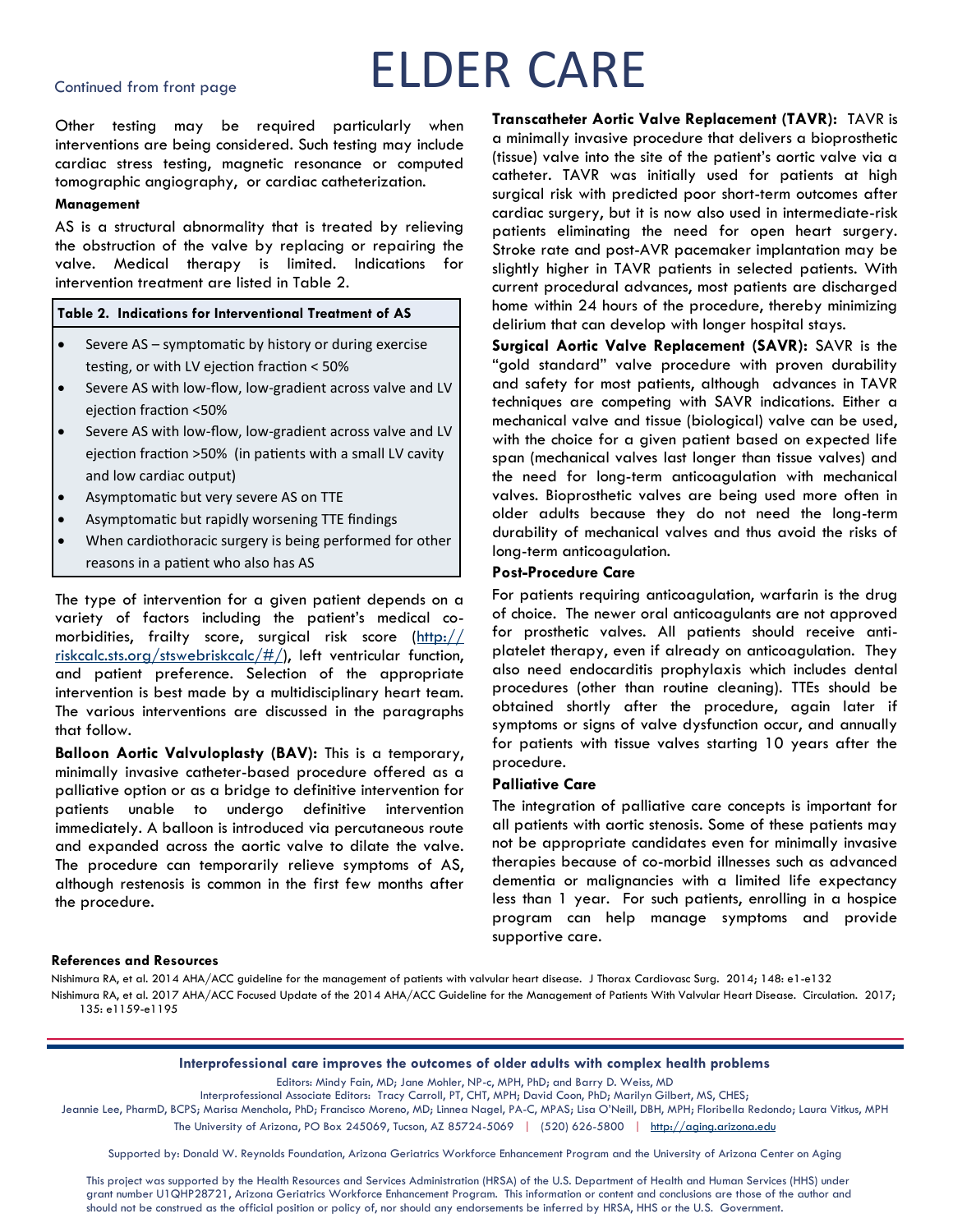# ELDER CARE

Continued from front page

Other testing may be required particularly when interventions are being considered. Such testing may include cardiac stress testing, magnetic resonance or computed tomographic angiography, or cardiac catheterization.

### Management

AS is a structural abnormality that is treated by relieving the obstruction of the valve by replacing or repairing the valve. Medical therapy is limited. Indications for intervention treatment are listed in Table 2.

**Table 2. Indications for Interventional Treatment of AS**

- Severe AS – symptomatic by history or during exercise testing, or with LV ejection fraction < 50%
- Severe AS with low-flow, low-gradient across valve and LV ejection fraction <50%
- Severe AS with low-flow, low-gradient across valve and LV ejection fraction >50% (in patients with a small LV cavity and low cardiac output)
- Asymptomatic but very severe AS on TTE
- Asymptomatic but rapidly worsening TTE findings
- When cardiothoracic surgery is being performed for other reasons in a patient who also has AS

The type of intervention for a given patient depends on a variety of factors including the patient's medical co-morbidities, frailty score, surgical risk score (http://riskcalc.sts.org/stswebriskcalc/#/), left ventricular function, and patient preference. Selection of the appropriate intervention is best made by a multidisciplinary heart team. The various interventions are discussed in the paragraphs that follow.

**Balloon Aortic Valvuloplasty (BAV):** This is a temporary, minimally invasive catheter-based procedure offered as a palliative option or as a bridge to definitive intervention for patients unable to undergo definitive intervention immediately. A balloon is introduced via percutaneous route and expanded across the aortic valve to dilate the valve. The procedure can temporarily relieve symptoms of AS, although restenosis is common in the first few months after the procedure.

**Transcatheter Aortic Valve Replacement (TAVR):** TAVR is a minimally invasive procedure that delivers a bioprosthetic (tissue) valve into the site of the patient's aortic valve via a catheter. TAVR was initially used for patients at high surgical risk with predicted poor short-term outcomes after cardiac surgery, but it is now also used in intermediate-risk patients eliminating the need for open heart surgery. Stroke rate and post-AVR pacemaker implantation may be slightly higher in TAVR patients in selected patients. With current procedural advances, most patients are discharged home within 24 hours of the procedure, thereby minimizing delirium that can develop with longer hospital stays.

**Surgical Aortic Valve Replacement (SAVR):** SAVR is the "gold standard" valve procedure with proven durability and safety for most patients, although advances in TAVR techniques are competing with SAVR indications. Either a mechanical valve and tissue (biological) valve can be used, with the choice for a given patient based on expected life span (mechanical valves last longer than tissue valves) and the need for long-term anticoagulation with mechanical valves. Bioprosthetic valves are being used more often in older adults because they do not need the long-term durability of mechanical valves and thus avoid the risks of long-term anticoagulation.

### Post-Procedure Care

For patients requiring anticoagulation, warfarin is the drug of choice. The newer oral anticoagulants are not approved for prosthetic valves. All patients should receive anti-platelet therapy, even if already on anticoagulation. They also need endocarditis prophylaxis which includes dental procedures (other than routine cleaning). TTEs should be obtained shortly after the procedure, again later if symptoms or signs of valve dysfunction occur, and annually for patients with tissue valves starting 10 years after the procedure.

### Palliative Care

The integration of palliative care concepts is important for all patients with aortic stenosis. Some of these patients may not be appropriate candidates even for minimally invasive therapies because of co-morbid illnesses such as advanced dementia or malignancies with a limited life expectancy less than 1 year. For such patients, enrolling in a hospice program can help manage symptoms and provide supportive care.

### References and Resources

Nishimura RA, et al. 2014 AHA/ACC guideline for the management of patients with valvular heart disease. J Thorax Cardiovasc Surg. 2014; 148: e1-e132

Nishimura RA, et al. 2017 AHA/ACC Focused Update of the 2014 AHA/ACC Guideline for the Management of Patients With Valvular Heart Disease. Circulation. 2017; 135: e1159-e1195

---

**Interprofessional care improves the outcomes of older adults with complex health problems**

Editors: Mindy Fain, MD; Jane Mohler, NP-c, MPH, PhD; and Barry D. Weiss, MD

Interprofessional Associate Editors: Tracy Carroll, PT, CHT, MPH; David Coon, PhD; Marilyn Gilbert, MS, CHES; Jeannie Lee, PharmD, BCPS; Marisa Menchola, PhD; Francisco Moreno, MD; Linnea Nagel, PA-C, MPAS; Lisa O'Neill, DBH, MPH; Floribella Redondo; Laura Vitkus, MPH

The University of Arizona, PO Box 245069, Tucson, AZ 85724-5069 | (520) 626-5800 | http://aging.arizona.edu

Supported by: Donald W. Reynolds Foundation, Arizona Geriatrics Workforce Enhancement Program and the University of Arizona Center on Aging

This project was supported by the Health Resources and Services Administration (HRSA) of the U.S. Department of Health and Human Services (HHS) under grant number U1QHP28721, Arizona Geriatrics Workforce Enhancement Program. This information or content and conclusions are those of the author and should not be construed as the official position or policy of, nor should any endorsements be inferred by HRSA, HHS or the U.S. Government.